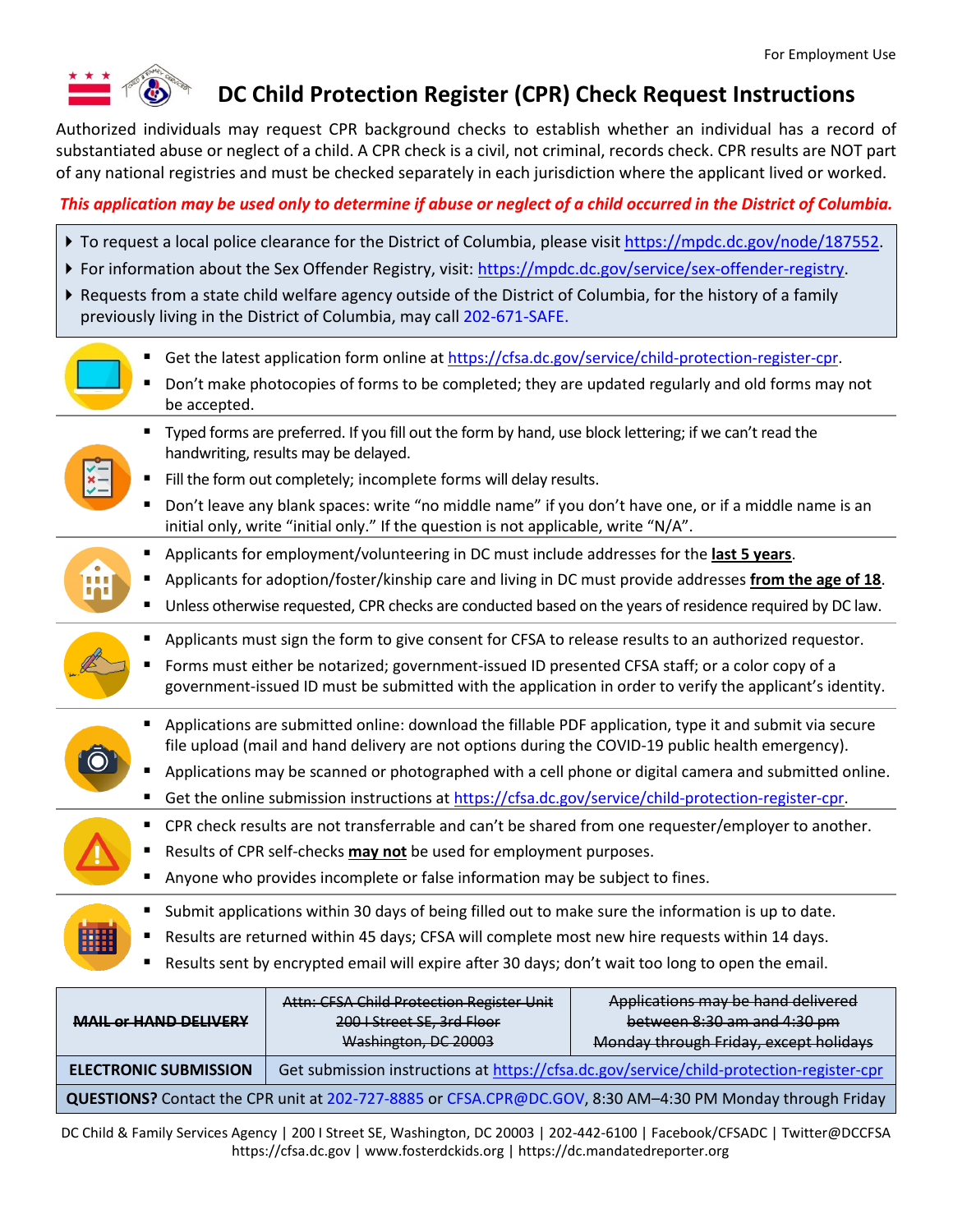For Employment Use

# DC Child Protection Register (CPR) Check Request Instructions

Authorized individuals may request CPR background checks to establish whether an individual has a record of substantiated abuse or neglect of a child. A CPR check is a civil, not criminal, records check. CPR results are NOT part of any national registries and must be checked separately in each jurisdiction where the applicant lived or worked.

***This application may be used only to determine if abuse or neglect of a child occurred in the District of Columbia.***

- To request a local police clearance for the District of Columbia, please visit https://mpdc.dc.gov/node/187552.
- For information about the Sex Offender Registry, visit: https://mpdc.dc.gov/service/sex-offender-registry.
- Requests from a state child welfare agency outside of the District of Columbia, for the history of a family previously living in the District of Columbia, may call 202-671-SAFE.

---

- Get the latest application form online at https://cfsa.dc.gov/service/child-protection-register-cpr.
- Don't make photocopies of forms to be completed; they are updated regularly and old forms may not be accepted.

---

- Typed forms are preferred. If you fill out the form by hand, use block lettering; if we can't read the handwriting, results may be delayed.
- Fill the form out completely; incomplete forms will delay results.
- Don't leave any blank spaces: write "no middle name" if you don't have one, or if a middle name is an initial only, write "initial only." If the question is not applicable, write "N/A".

---

- Applicants for employment/volunteering in DC must include addresses for the **last 5 years**.
- Applicants for adoption/foster/kinship care and living in DC must provide addresses **from the age of 18**.
- Unless otherwise requested, CPR checks are conducted based on the years of residence required by DC law.

---

- Applicants must sign the form to give consent for CFSA to release results to an authorized requestor.
- Forms must either be notarized; government-issued ID presented CFSA staff; or a color copy of a government-issued ID must be submitted with the application in order to verify the applicant's identity.

---

- Applications are submitted online: download the fillable PDF application, type it and submit via secure file upload (mail and hand delivery are not options during the COVID-19 public health emergency).
- Applications may be scanned or photographed with a cell phone or digital camera and submitted online.
- Get the online submission instructions at https://cfsa.dc.gov/service/child-protection-register-cpr.

---

- CPR check results are not transferrable and can't be shared from one requester/employer to another.
- Results of CPR self-checks **may not** be used for employment purposes.
- Anyone who provides incomplete or false information may be subject to fines.

---

- Submit applications within 30 days of being filled out to make sure the information is up to date.
- Results are returned within 45 days; CFSA will complete most new hire requests within 14 days.
- Results sent by encrypted email will expire after 30 days; don't wait too long to open the email.

| ~~MAIL or HAND DELIVERY~~ | ~~Attn: CFSA Child Protection Register Unit<br>200 I Street SE, 3rd Floor<br>Washington, DC 20003~~ | ~~Applications may be hand delivered between 8:30 am and 4:30 pm Monday through Friday, except holidays~~ |
|---|---|---|
| **ELECTRONIC SUBMISSION** | Get submission instructions at https://cfsa.dc.gov/service/child-protection-register-cpr | |
| **QUESTIONS?** Contact the CPR unit at 202-727-8885 or CFSA.CPR@DC.GOV, 8:30 AM–4:30 PM Monday through Friday | | |

DC Child & Family Services Agency | 200 I Street SE, Washington, DC 20003 | 202-442-6100 | Facebook/CFSADC | Twitter@DCCFSA
https://cfsa.dc.gov | www.fosterdckids.org | https://dc.mandatedreporter.org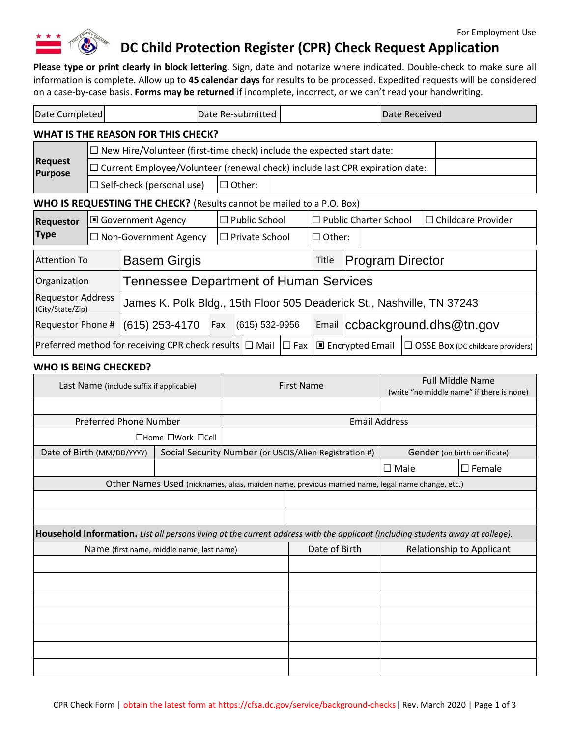For Employment Use

# DC Child Protection Register (CPR) Check Request Application

**Please type or print clearly in block lettering**. Sign, date and notarize where indicated. Double-check to make sure all information is complete. Allow up to **45 calendar days** for results to be processed. Expedited requests will be considered on a case-by-case basis. **Forms may be returned** if incomplete, incorrect, or we can't read your handwriting.

| Date Completed | | Date Re-submitted | | Date Received | |
|---|---|---|---|---|---|

## WHAT IS THE REASON FOR THIS CHECK?

| Request Purpose | | | |
|---|---|---|---|
| | ☐ New Hire/Volunteer (first-time check) include the expected start date: | | |
| | ☐ Current Employee/Volunteer (renewal check) include last CPR expiration date: | | |
| | ☐ Self-check (personal use) | ☐ Other: | |

## WHO IS REQUESTING THE CHECK? (Results cannot be mailed to a P.O. Box)

| Requestor Type | | | | |
|---|---|---|---|---|
| | ▣ Government Agency | ☐ Public School | ☐ Public Charter School | ☐ Childcare Provider |
| | ☐ Non-Government Agency | ☐ Private School | ☐ Other: | |

| Attention To | Basem Girgis | Title | Program Director |
|---|---|---|---|
| Organization | Tennessee Department of Human Services | | |
| Requestor Address (City/State/Zip) | James K. Polk Bldg., 15th Floor 505 Deaderick St., Nashville, TN 37243 | | |
| Requestor Phone # | (615) 253-4170 | Fax | (615) 532-9956 |
| Email | ccbackground.dhs@tn.gov | | |

Preferred method for receiving CPR check results: ☐ Mail ☐ Fax ▣ Encrypted Email ☐ OSSE Box (DC childcare providers)

## WHO IS BEING CHECKED?

| Last Name (include suffix if applicable) | First Name | Full Middle Name (write "no middle name" if there is none) |
|---|---|---|
| | | |

| Preferred Phone Number | | Email Address |
|---|---|---|
| | ☐Home ☐Work ☐Cell | |

| Date of Birth (MM/DD/YYYY) | Social Security Number (or USCIS/Alien Registration #) | Gender (on birth certificate) | |
|---|---|---|---|
| | | ☐ Male | ☐ Female |

| Other Names Used (nicknames, alias, maiden name, previous married name, legal name change, etc.) | |
|---|---|
| | |
| | |

**Household Information.** *List all persons living at the current address with the applicant (including students away at college).*

| Name (first name, middle name, last name) | Date of Birth | Relationship to Applicant |
|---|---|---|
| | | |
| | | |
| | | |
| | | |
| | | |
| | | |
| | | |

CPR Check Form | obtain the latest form at https://cfsa.dc.gov/service/background-checks | Rev. March 2020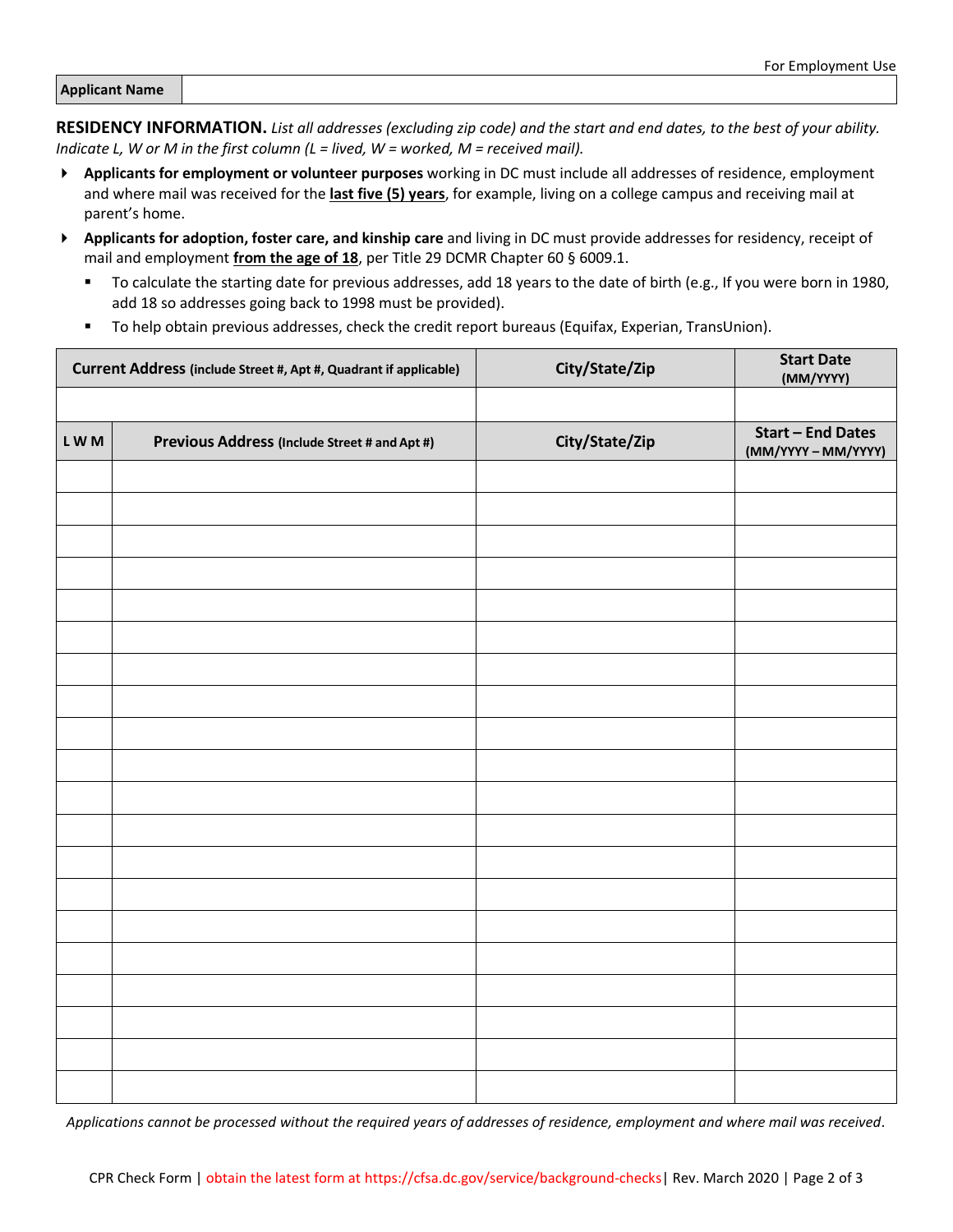For Employment Use

| Applicant Name | |
|---|---|

**RESIDENCY INFORMATION.** *List all addresses (excluding zip code) and the start and end dates, to the best of your ability. Indicate L, W or M in the first column (L = lived, W = worked, M = received mail).*

- **Applicants for employment or volunteer purposes** working in DC must include all addresses of residence, employment and where mail was received for the **last five (5) years**, for example, living on a college campus and receiving mail at parent's home.
- **Applicants for adoption, foster care, and kinship care** and living in DC must provide addresses for residency, receipt of mail and employment **from the age of 18**, per Title 29 DCMR Chapter 60 § 6009.1.
  - To calculate the starting date for previous addresses, add 18 years to the date of birth (e.g., If you were born in 1980, add 18 so addresses going back to 1998 must be provided).
  - To help obtain previous addresses, check the credit report bureaus (Equifax, Experian, TransUnion).

| **Current Address** (include Street #, Apt #, Quadrant if applicable) | | **City/State/Zip** | **Start Date (MM/YYYY)** |
|---|---|---|---|
| | | | |
| **L W M** | **Previous Address** (Include Street # and Apt #) | **City/State/Zip** | **Start – End Dates (MM/YYYY – MM/YYYY)** |
| | | | |
| | | | |
| | | | |
| | | | |
| | | | |
| | | | |
| | | | |
| | | | |
| | | | |
| | | | |
| | | | |
| | | | |
| | | | |
| | | | |
| | | | |
| | | | |
| | | | |
| | | | |
| | | | |
| | | | |

*Applications cannot be processed without the required years of addresses of residence, employment and where mail was received.*

CPR Check Form | obtain the latest form at https://cfsa.dc.gov/service/background-checks | Rev. March 2020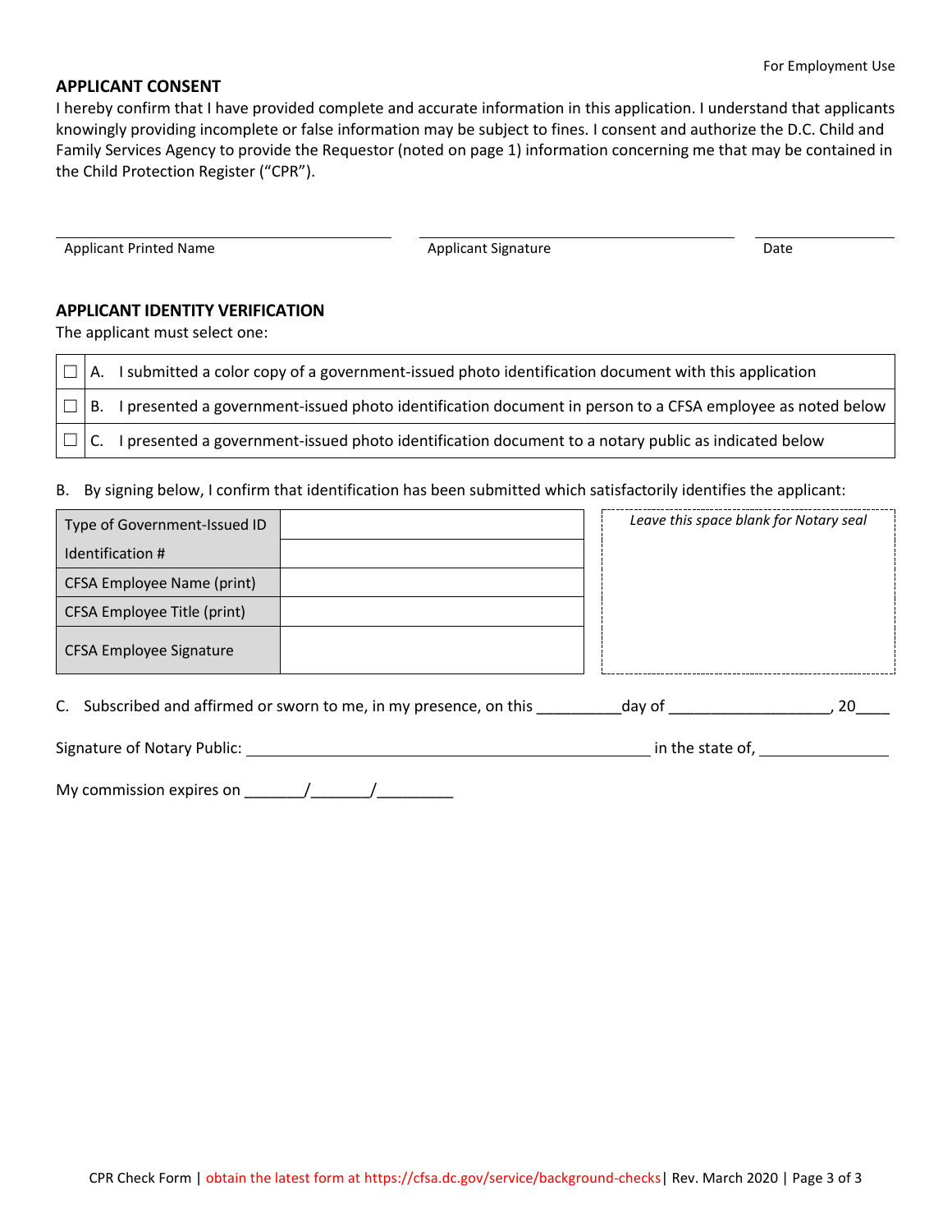For Employment Use

## APPLICANT CONSENT

I hereby confirm that I have provided complete and accurate information in this application. I understand that applicants knowingly providing incomplete or false information may be subject to fines. I consent and authorize the D.C. Child and Family Services Agency to provide the Requestor (noted on page 1) information concerning me that may be contained in the Child Protection Register ("CPR").

| Applicant Printed Name | Applicant Signature | Date |
|---|---|---|
| | | |

## APPLICANT IDENTITY VERIFICATION

The applicant must select one:

| | |
|---|---|
| ☐ | A. I submitted a color copy of a government-issued photo identification document with this application |
| ☐ | B. I presented a government-issued photo identification document in person to a CFSA employee as noted below |
| ☐ | C. I presented a government-issued photo identification document to a notary public as indicated below |

B. By signing below, I confirm that identification has been submitted which satisfactorily identifies the applicant:

| | |
|---|---|
| Type of Government-Issued ID | |
| Identification # | |
| CFSA Employee Name (print) | |
| CFSA Employee Title (print) | |
| CFSA Employee Signature | |

*Leave this space blank for Notary seal*

C. Subscribed and affirmed or sworn to me, in my presence, on this __________day of ___________________, 20____

Signature of Notary Public: _________________________________________________ in the state of, _______________

My commission expires on _______/_______/_________

CPR Check Form | obtain the latest form at https://cfsa.dc.gov/service/background-checks | Rev. March 2020